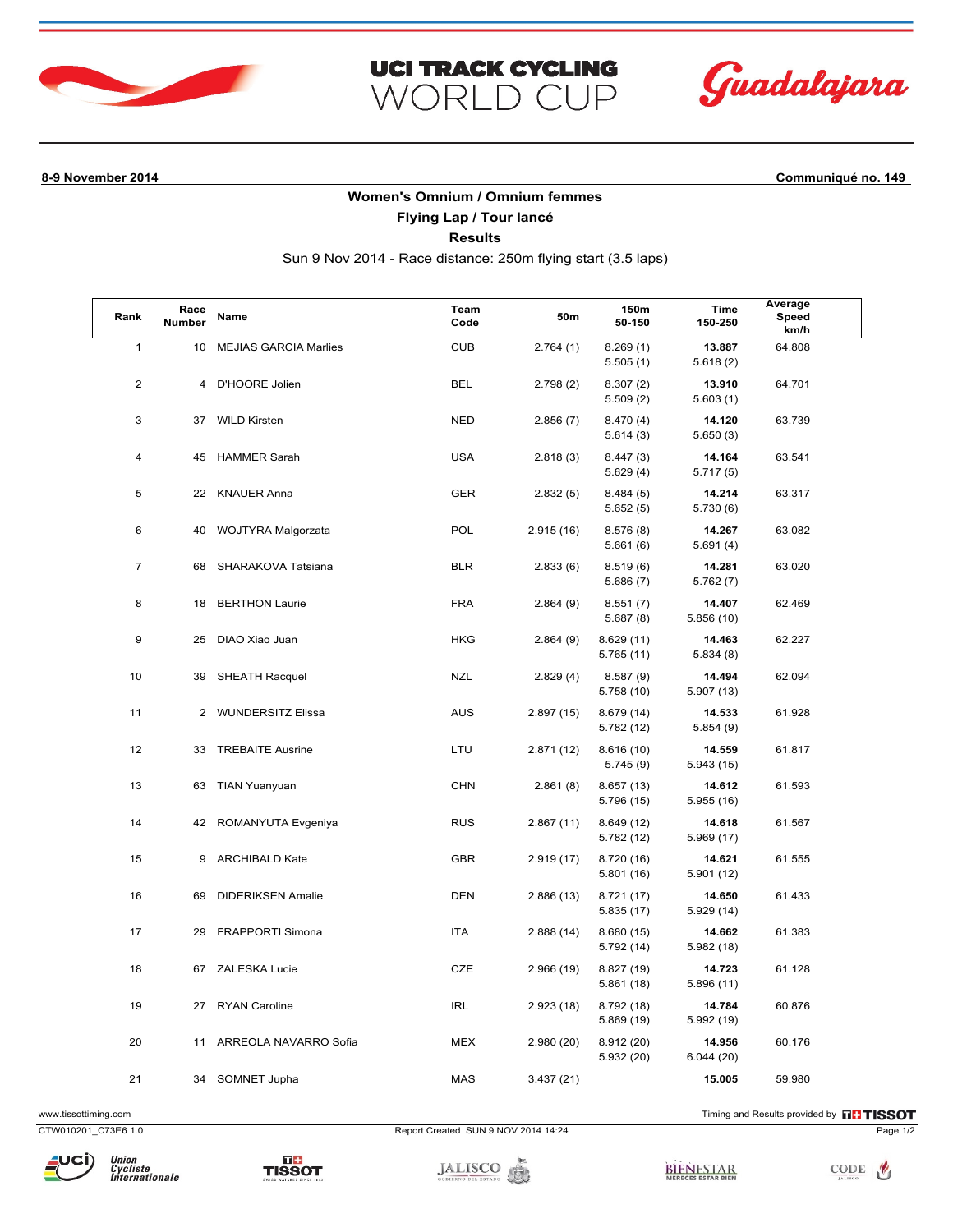# UCI TRACK CYCLING WORLD CUP

Guadalajara

**8-9 November 2014** **Communiqué no. 149**

## Women's Omnium / Omnium femmes

### Flying Lap / Tour lancé

### Results

Sun 9 Nov 2014 - Race distance: 250m flying start (3.5 laps)

| Rank | Race Number | Name | Team Code | 50m | 150m 50-150 | Time 150-250 | Average Speed km/h |
|---|---|---|---|---|---|---|---|
| 1 | 10 | MEJIAS GARCIA Marlies | CUB | 2.764 (1) | 8.269 (1) 5.505 (1) | **13.887** 5.618 (2) | 64.808 |
| 2 | 4 | D'HOORE Jolien | BEL | 2.798 (2) | 8.307 (2) 5.509 (2) | **13.910** 5.603 (1) | 64.701 |
| 3 | 37 | WILD Kirsten | NED | 2.856 (7) | 8.470 (4) 5.614 (3) | **14.120** 5.650 (3) | 63.739 |
| 4 | 45 | HAMMER Sarah | USA | 2.818 (3) | 8.447 (3) 5.629 (4) | **14.164** 5.717 (5) | 63.541 |
| 5 | 22 | KNAUER Anna | GER | 2.832 (5) | 8.484 (5) 5.652 (5) | **14.214** 5.730 (6) | 63.317 |
| 6 | 40 | WOJTYRA Malgorzata | POL | 2.915 (16) | 8.576 (8) 5.661 (6) | **14.267** 5.691 (4) | 63.082 |
| 7 | 68 | SHARAKOVA Tatsiana | BLR | 2.833 (6) | 8.519 (6) 5.686 (7) | **14.281** 5.762 (7) | 63.020 |
| 8 | 18 | BERTHON Laurie | FRA | 2.864 (9) | 8.551 (7) 5.687 (8) | **14.407** 5.856 (10) | 62.469 |
| 9 | 25 | DIAO Xiao Juan | HKG | 2.864 (9) | 8.629 (11) 5.765 (11) | **14.463** 5.834 (8) | 62.227 |
| 10 | 39 | SHEATH Racquel | NZL | 2.829 (4) | 8.587 (9) 5.758 (10) | **14.494** 5.907 (13) | 62.094 |
| 11 | 2 | WUNDERSITZ Elissa | AUS | 2.897 (15) | 8.679 (14) 5.782 (12) | **14.533** 5.854 (9) | 61.928 |
| 12 | 33 | TREBAITE Ausrine | LTU | 2.871 (12) | 8.616 (10) 5.745 (9) | **14.559** 5.943 (15) | 61.817 |
| 13 | 63 | TIAN Yuanyuan | CHN | 2.861 (8) | 8.657 (13) 5.796 (15) | **14.612** 5.955 (16) | 61.593 |
| 14 | 42 | ROMANYUTA Evgeniya | RUS | 2.867 (11) | 8.649 (12) 5.782 (12) | **14.618** 5.969 (17) | 61.567 |
| 15 | 9 | ARCHIBALD Kate | GBR | 2.919 (17) | 8.720 (16) 5.801 (16) | **14.621** 5.901 (12) | 61.555 |
| 16 | 69 | DIDERIKSEN Amalie | DEN | 2.886 (13) | 8.721 (17) 5.835 (17) | **14.650** 5.929 (14) | 61.433 |
| 17 | 29 | FRAPPORTI Simona | ITA | 2.888 (14) | 8.680 (15) 5.792 (14) | **14.662** 5.982 (18) | 61.383 |
| 18 | 67 | ZALESKA Lucie | CZE | 2.966 (19) | 8.827 (19) 5.861 (18) | **14.723** 5.896 (11) | 61.128 |
| 19 | 27 | RYAN Caroline | IRL | 2.923 (18) | 8.792 (18) 5.869 (19) | **14.784** 5.992 (19) | 60.876 |
| 20 | 11 | ARREOLA NAVARRO Sofia | MEX | 2.980 (20) | 8.912 (20) 5.932 (20) | **14.956** 6.044 (20) | 60.176 |
| 21 | 34 | SOMNET Jupha | MAS | 3.437 (21) | | **15.005** | 59.980 |

www.tissottiming.com — Timing and Results provided by TISSOT

CTW010201_C73E6 1.0 — Report Created SUN 9 NOV 2014 14:24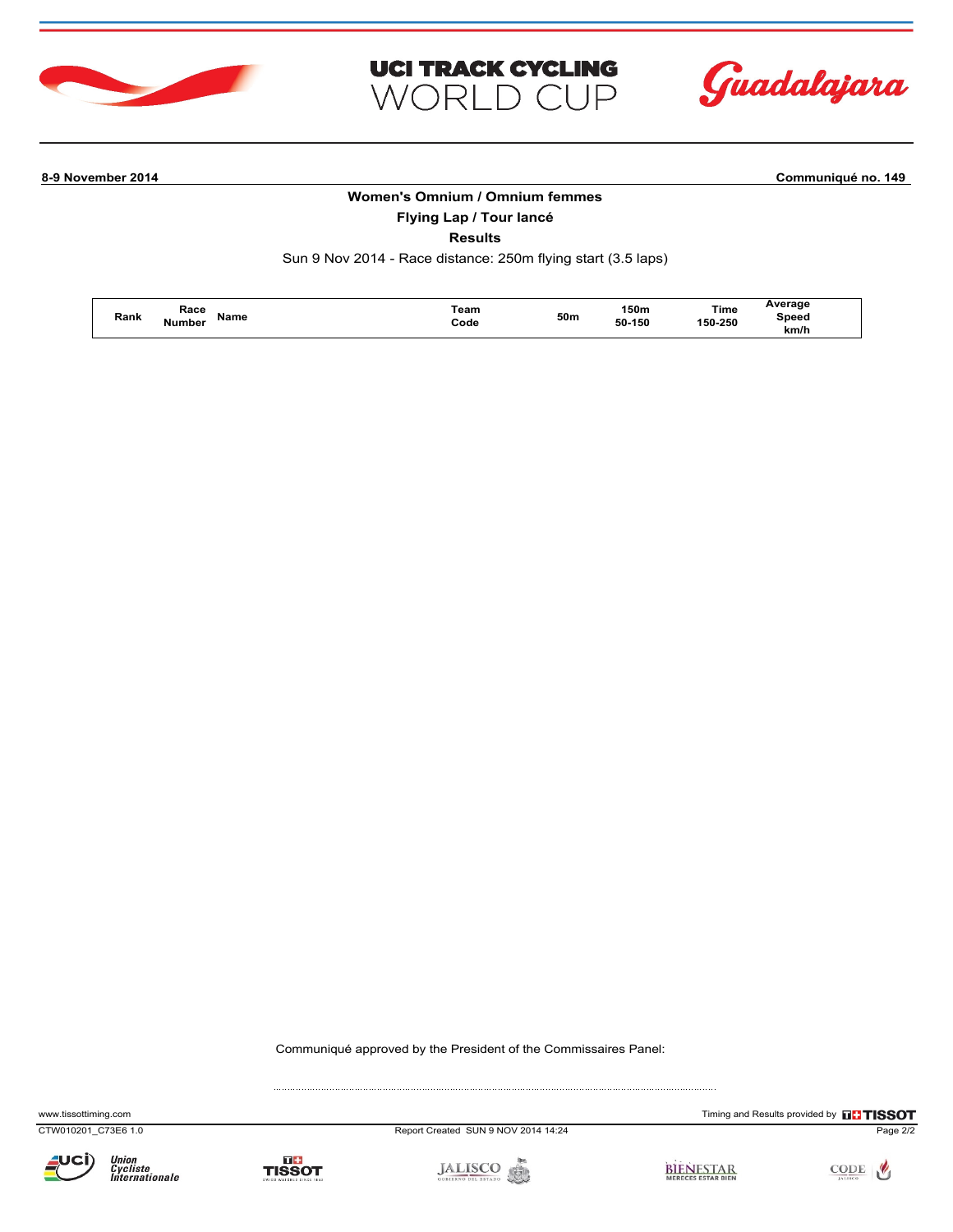**8-9 November 2014** **Communiqué no. 149**

### Women's Omnium / Omnium femmes

### Flying Lap / Tour lancé

### Results

Sun 9 Nov 2014 - Race distance: 250m flying start (3.5 laps)

| Rank | Race Number | Name | Team Code | 50m | 150m 50-150 | Time 150-250 | Average Speed km/h |
|---|---|---|---|---|---|---|---|

Communiqué approved by the President of the Commissaires Panel:

........................................................................................................................................

www.tissottiming.com

Timing and Results provided by TISSOT

CTW010201_C73E6 1.0

Report Created SUN 9 NOV 2014 14:24